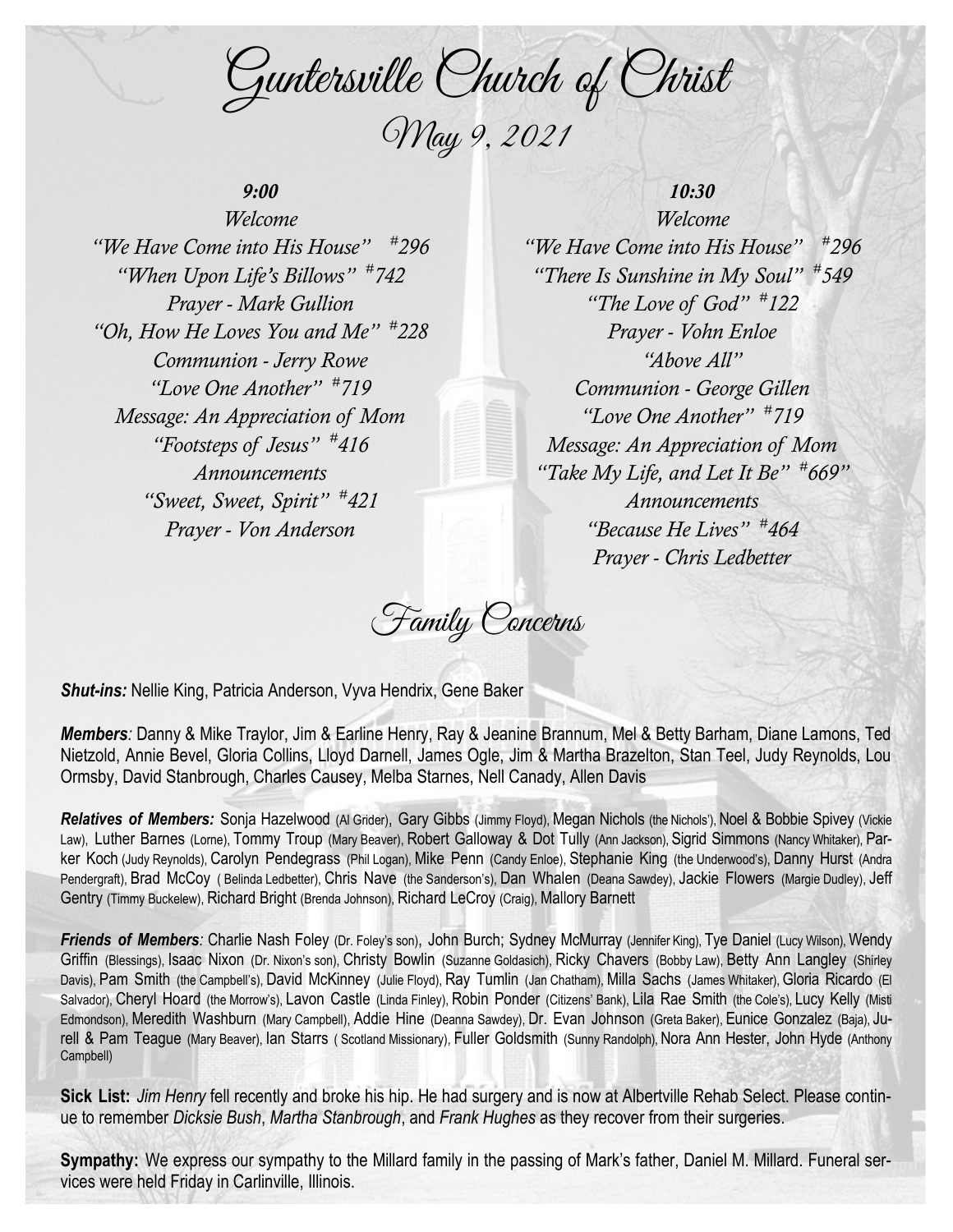# Guntersville Church of Christ

## May 9, 2021

### *9:00*

*Welcome*
*"We Have Come into His House" #296*
*"When Upon Life's Billows" #742*
*Prayer - Mark Gullion*
*"Oh, How He Loves You and Me" #228*
*Communion - Jerry Rowe*
*"Love One Another" #719*
*Message: An Appreciation of Mom*
*"Footsteps of Jesus" #416*
*Announcements*
*"Sweet, Sweet, Spirit" #421*
*Prayer - Von Anderson*

### *10:30*

*Welcome*
*"We Have Come into His House" #296*
*"There Is Sunshine in My Soul" #549*
*"The Love of God" #122*
*Prayer - Vohn Enloe*
*"Above All"*
*Communion - George Gillen*
*"Love One Another" #719*
*Message: An Appreciation of Mom*
*"Take My Life, and Let It Be" #669"*
*Announcements*
*"Because He Lives" #464*
*Prayer - Chris Ledbetter*

## Family Concerns

***Shut-ins:*** Nellie King, Patricia Anderson, Vyva Hendrix, Gene Baker

***Members**:* Danny & Mike Traylor, Jim & Earline Henry, Ray & Jeanine Brannum, Mel & Betty Barham, Diane Lamons, Ted Nietzold, Annie Bevel, Gloria Collins, Lloyd Darnell, James Ogle, Jim & Martha Brazelton, Stan Teel, Judy Reynolds, Lou Ormsby, David Stanbrough, Charles Causey, Melba Starnes, Nell Canady, Allen Davis

***Relatives of Members:*** Sonja Hazelwood (Al Grider), Gary Gibbs (Jimmy Floyd), Megan Nichols (the Nichols'), Noel & Bobbie Spivey (Vickie Law), Luther Barnes (Lorne), Tommy Troup (Mary Beaver), Robert Galloway & Dot Tully (Ann Jackson), Sigrid Simmons (Nancy Whitaker), Parker Koch (Judy Reynolds), Carolyn Pendegrass (Phil Logan), Mike Penn (Candy Enloe), Stephanie King (the Underwood's), Danny Hurst (Andra Pendergraft), Brad McCoy ( Belinda Ledbetter), Chris Nave (the Sanderson's), Dan Whalen (Deana Sawdey), Jackie Flowers (Margie Dudley), Jeff Gentry (Timmy Buckelew), Richard Bright (Brenda Johnson), Richard LeCroy (Craig), Mallory Barnett

***Friends of Members**:* Charlie Nash Foley (Dr. Foley's son), John Burch; Sydney McMurray (Jennifer King), Tye Daniel (Lucy Wilson), Wendy Griffin (Blessings), Isaac Nixon (Dr. Nixon's son), Christy Bowlin (Suzanne Goldasich), Ricky Chavers (Bobby Law), Betty Ann Langley (Shirley Davis), Pam Smith (the Campbell's), David McKinney (Julie Floyd), Ray Tumlin (Jan Chatham), Milla Sachs (James Whitaker), Gloria Ricardo (El Salvador), Cheryl Hoard (the Morrow's), Lavon Castle (Linda Finley), Robin Ponder (Citizens' Bank), Lila Rae Smith (the Cole's), Lucy Kelly (Misti Edmondson), Meredith Washburn (Mary Campbell), Addie Hine (Deanna Sawdey), Dr. Evan Johnson (Greta Baker), Eunice Gonzalez (Baja), Jurell & Pam Teague (Mary Beaver), Ian Starrs ( Scotland Missionary), Fuller Goldsmith (Sunny Randolph), Nora Ann Hester, John Hyde (Anthony Campbell)

**Sick List:** *Jim Henry* fell recently and broke his hip. He had surgery and is now at Albertville Rehab Select. Please continue to remember *Dicksie Bush*, *Martha Stanbrough*, and *Frank Hughes* as they recover from their surgeries.

**Sympathy:** We express our sympathy to the Millard family in the passing of Mark's father, Daniel M. Millard. Funeral services were held Friday in Carlinville, Illinois.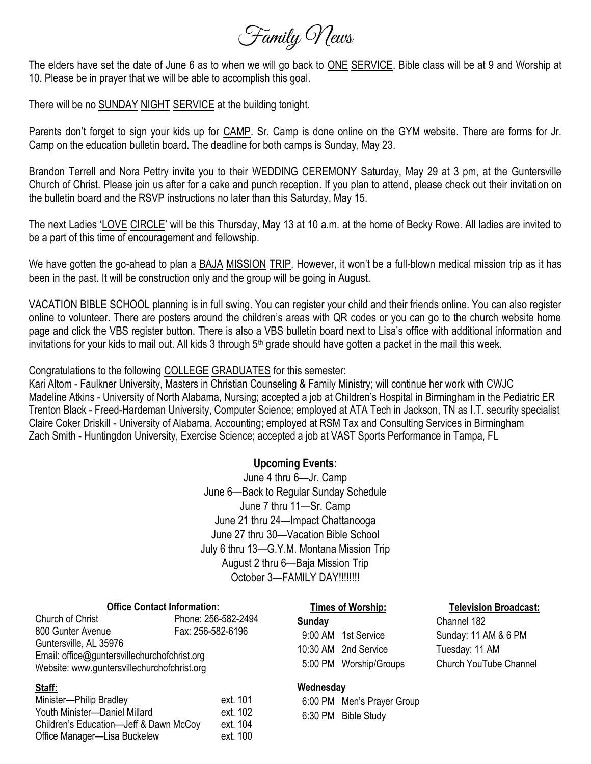# Family News

The elders have set the date of June 6 as to when we will go back to ONE SERVICE. Bible class will be at 9 and Worship at 10. Please be in prayer that we will be able to accomplish this goal.

There will be no SUNDAY NIGHT SERVICE at the building tonight.

Parents don't forget to sign your kids up for CAMP. Sr. Camp is done online on the GYM website. There are forms for Jr. Camp on the education bulletin board. The deadline for both camps is Sunday, May 23.

Brandon Terrell and Nora Pettry invite you to their WEDDING CEREMONY Saturday, May 29 at 3 pm, at the Guntersville Church of Christ. Please join us after for a cake and punch reception. If you plan to attend, please check out their invitation on the bulletin board and the RSVP instructions no later than this Saturday, May 15.

The next Ladies 'LOVE CIRCLE' will be this Thursday, May 13 at 10 a.m. at the home of Becky Rowe. All ladies are invited to be a part of this time of encouragement and fellowship.

We have gotten the go-ahead to plan a BAJA MISSION TRIP. However, it won't be a full-blown medical mission trip as it has been in the past. It will be construction only and the group will be going in August.

VACATION BIBLE SCHOOL planning is in full swing. You can register your child and their friends online. You can also register online to volunteer. There are posters around the children's areas with QR codes or you can go to the church website home page and click the VBS register button. There is also a VBS bulletin board next to Lisa's office with additional information and invitations for your kids to mail out. All kids 3 through 5th grade should have gotten a packet in the mail this week.

Congratulations to the following COLLEGE GRADUATES for this semester:
Kari Altom - Faulkner University, Masters in Christian Counseling & Family Ministry; will continue her work with CWJC
Madeline Atkins - University of North Alabama, Nursing; accepted a job at Children's Hospital in Birmingham in the Pediatric ER
Trenton Black - Freed-Hardeman University, Computer Science; employed at ATA Tech in Jackson, TN as I.T. security specialist
Claire Coker Driskill - University of Alabama, Accounting; employed at RSM Tax and Consulting Services in Birmingham
Zach Smith - Huntingdon University, Exercise Science; accepted a job at VAST Sports Performance in Tampa, FL

**Upcoming Events:**

June 4 thru 6—Jr. Camp
June 6—Back to Regular Sunday Schedule
June 7 thru 11—Sr. Camp
June 21 thru 24—Impact Chattanooga
June 27 thru 30—Vacation Bible School
July 6 thru 13—G.Y.M. Montana Mission Trip
August 2 thru 6—Baja Mission Trip
October 3—FAMILY DAY!!!!!!!!

**Office Contact Information:**

Church of Christ — Phone: 256-582-2494
800 Gunter Avenue — Fax: 256-582-6196
Guntersville, AL 35976
Email: office@guntersvillechurchofchrist.org
Website: www.guntersvillechurchofchrist.org

**Staff:**

| | |
|---|---|
| Minister—Philip Bradley | ext. 101 |
| Youth Minister—Daniel Millard | ext. 102 |
| Children's Education—Jeff & Dawn McCoy | ext. 104 |
| Office Manager—Lisa Buckelew | ext. 100 |

**Times of Worship:**

**Sunday**
9:00 AM 1st Service
10:30 AM 2nd Service
5:00 PM Worship/Groups

**Wednesday**
6:00 PM Men's Prayer Group
6:30 PM Bible Study

**Television Broadcast:**

Channel 182
Sunday: 11 AM & 6 PM
Tuesday: 11 AM
Church YouTube Channel